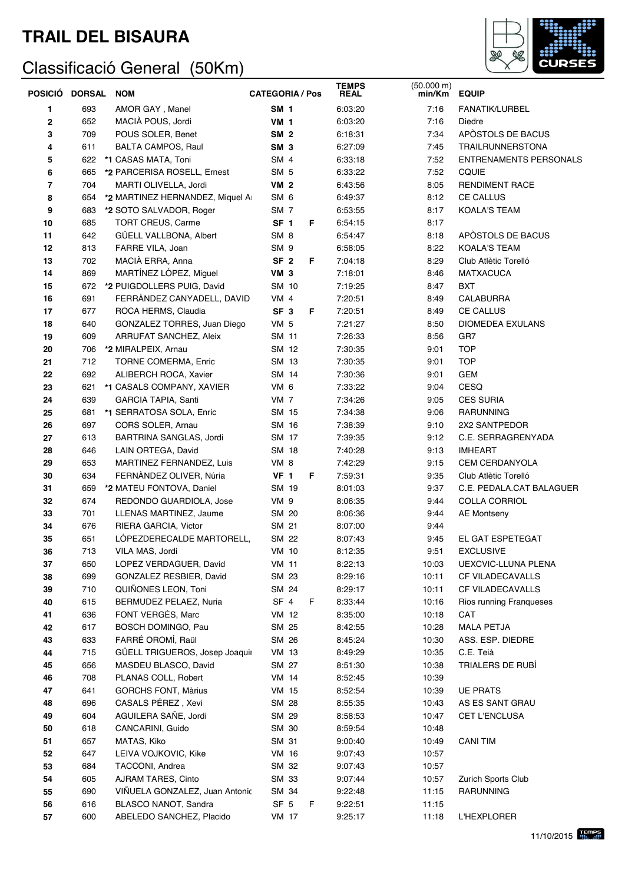# TRAIL DEL BISAURA

## Classificació General (50Km)

| POSICIÓ | DORSAL | NOM | CATEGORIA / Pos | | TEMPS REAL | (50.000 m) min/Km | EQUIP |
|---|---|---|---|---|---|---|---|
| 1 | 693 | AMOR GAY , Manel | **SM 1** | | 6:03:20 | 7:16 | FANATIK/LURBEL |
| 2 | 652 | MACIÀ POUS, Jordi | **VM 1** | | 6:03:20 | 7:16 | Diedre |
| 3 | 709 | POUS SOLER, Benet | **SM 2** | | 6:18:31 | 7:34 | APÒSTOLS DE BACUS |
| 4 | 611 | BALTA CAMPOS, Raul | **SM 3** | | 6:27:09 | 7:45 | TRAILRUNNERSTONA |
| 5 | 622 | *1 CASAS MATA, Toni | SM 4 | | 6:33:18 | 7:52 | ENTRENAMENTS PERSONALS |
| 6 | 665 | *2 PARCERISA ROSELL, Ernest | SM 5 | | 6:33:22 | 7:52 | CQUIE |
| 7 | 704 | MARTI OLIVELLA, Jordi | **VM 2** | | 6:43:56 | 8:05 | RENDIMENT RACE |
| 8 | 654 | *2 MARTINEZ HERNANDEZ, Miquel A | SM 6 | | 6:49:37 | 8:12 | CE CALLUS |
| 9 | 683 | *2 SOTO SALVADOR, Roger | SM 7 | | 6:53:55 | 8:17 | KOALA'S TEAM |
| 10 | 685 | TORT CREUS, Carme | **SF 1** | F | 6:54:15 | 8:17 | |
| 11 | 642 | GÜELL VALLBONA, Albert | SM 8 | | 6:54:47 | 8:18 | APÒSTOLS DE BACUS |
| 12 | 813 | FARRE VILA, Joan | SM 9 | | 6:58:05 | 8:22 | KOALA'S TEAM |
| 13 | 702 | MACIÀ ERRA, Anna | **SF 2** | F | 7:04:18 | 8:29 | Club Atlètic Torelló |
| 14 | 869 | MARTÍNEZ LÓPEZ, Miguel | **VM 3** | | 7:18:01 | 8:46 | MATXACUCA |
| 15 | 672 | *2 PUIGDOLLERS PUIG, David | SM 10 | | 7:19:25 | 8:47 | BXT |
| 16 | 691 | FERRÀNDEZ CANYADELL, DAVID | VM 4 | | 7:20:51 | 8:49 | CALABURRA |
| 17 | 677 | ROCA HERMS, Claudia | **SF 3** | F | 7:20:51 | 8:49 | CE CALLUS |
| 18 | 640 | GONZALEZ TORRES, Juan Diego | VM 5 | | 7:21:27 | 8:50 | DIOMEDEA EXULANS |
| 19 | 609 | ARRUFAT SANCHEZ, Aleix | SM 11 | | 7:26:33 | 8:56 | GR7 |
| 20 | 706 | *2 MIRALPEIX, Arnau | SM 12 | | 7:30:35 | 9:01 | TOP |
| 21 | 712 | TORNE COMERMA, Enric | SM 13 | | 7:30:35 | 9:01 | TOP |
| 22 | 692 | ALIBERCH ROCA, Xavier | SM 14 | | 7:30:36 | 9:01 | GEM |
| 23 | 621 | *1 CASALS COMPANY, XAVIER | VM 6 | | 7:33:22 | 9:04 | CESQ |
| 24 | 639 | GARCIA TAPIA, Santi | VM 7 | | 7:34:26 | 9:05 | CES SURIA |
| 25 | 681 | *1 SERRATOSA SOLA, Enric | SM 15 | | 7:34:38 | 9:06 | RARUNNING |
| 26 | 697 | CORS SOLER, Arnau | SM 16 | | 7:38:39 | 9:10 | 2X2 SANTPEDOR |
| 27 | 613 | BARTRINA SANGLAS, Jordi | SM 17 | | 7:39:35 | 9:12 | C.E. SERRAGRENYADA |
| 28 | 646 | LAIN ORTEGA, David | SM 18 | | 7:40:28 | 9:13 | IMHEART |
| 29 | 653 | MARTINEZ FERNANDEZ, Luis | VM 8 | | 7:42:29 | 9:15 | CEM CERDANYOLA |
| 30 | 634 | FERNÀNDEZ OLIVER, Núria | **VF 1** | F | 7:59:31 | 9:35 | Club Atlètic Torelló |
| 31 | 659 | *2 MATEU FONTOVA, Daniel | SM 19 | | 8:01:03 | 9:37 | C.E. PEDALA.CAT BALAGUER |
| 32 | 674 | REDONDO GUARDIOLA, Jose | VM 9 | | 8:06:35 | 9:44 | COLLA CORRIOL |
| 33 | 701 | LLENAS MARTINEZ, Jaume | SM 20 | | 8:06:36 | 9:44 | AE Montseny |
| 34 | 676 | RIERA GARCIA, Victor | SM 21 | | 8:07:00 | 9:44 | |
| 35 | 651 | LÓPEZDERECALDE MARTORELL, | SM 22 | | 8:07:43 | 9:45 | EL GAT ESPETEGAT |
| 36 | 713 | VILA MAS, Jordi | VM 10 | | 8:12:35 | 9:51 | EXCLUSIVE |
| 37 | 650 | LOPEZ VERDAGUER, David | VM 11 | | 8:22:13 | 10:03 | UEXCVIC-LLUNA PLENA |
| 38 | 699 | GONZALEZ RESBIER, David | SM 23 | | 8:29:16 | 10:11 | CF VILADECAVALLS |
| 39 | 710 | QUIÑONES LEON, Toni | SM 24 | | 8:29:17 | 10:11 | CF VILADECAVALLS |
| 40 | 615 | BERMUDEZ PELAEZ, Nuria | SF 4 | F | 8:33:44 | 10:16 | Rios running Franqueses |
| 41 | 636 | FONT VERGÉS, Marc | VM 12 | | 8:35:00 | 10:18 | CAT |
| 42 | 617 | BOSCH DOMINGO, Pau | SM 25 | | 8:42:55 | 10:28 | MALA PETJA |
| 43 | 633 | FARRÉ OROMÍ, Raül | SM 26 | | 8:45:24 | 10:30 | ASS. ESP. DIEDRE |
| 44 | 715 | GÜELL TRIGUEROS, Josep Joaquir | VM 13 | | 8:49:29 | 10:35 | C.E. Teià |
| 45 | 656 | MASDEU BLASCO, David | SM 27 | | 8:51:30 | 10:38 | TRIALERS DE RUBÍ |
| 46 | 708 | PLANAS COLL, Robert | VM 14 | | 8:52:45 | 10:39 | |
| 47 | 641 | GORCHS FONT, Màrius | VM 15 | | 8:52:54 | 10:39 | UE PRATS |
| 48 | 696 | CASALS PÉREZ , Xevi | SM 28 | | 8:55:35 | 10:43 | AS ES SANT GRAU |
| 49 | 604 | AGUILERA SAÑE, Jordi | SM 29 | | 8:58:53 | 10:47 | CET L'ENCLUSA |
| 50 | 618 | CANCARINI, Guido | SM 30 | | 8:59:54 | 10:48 | |
| 51 | 657 | MATAS, Kiko | SM 31 | | 9:00:40 | 10:49 | CANI TIM |
| 52 | 647 | LEIVA VOJKOVIC, Kike | VM 16 | | 9:07:43 | 10:57 | |
| 53 | 684 | TACCONI, Andrea | SM 32 | | 9:07:43 | 10:57 | |
| 54 | 605 | AJRAM TARES, Cinto | SM 33 | | 9:07:44 | 10:57 | Zurich Sports Club |
| 55 | 690 | VIÑUELA GONZALEZ, Juan Antonic | SM 34 | | 9:22:48 | 11:15 | RARUNNING |
| 56 | 616 | BLASCO NANOT, Sandra | SF 5 | F | 9:22:51 | 11:15 | |
| 57 | 600 | ABELEDO SANCHEZ, Placido | VM 17 | | 9:25:17 | 11:18 | L'HEXPLORER |

11/10/2015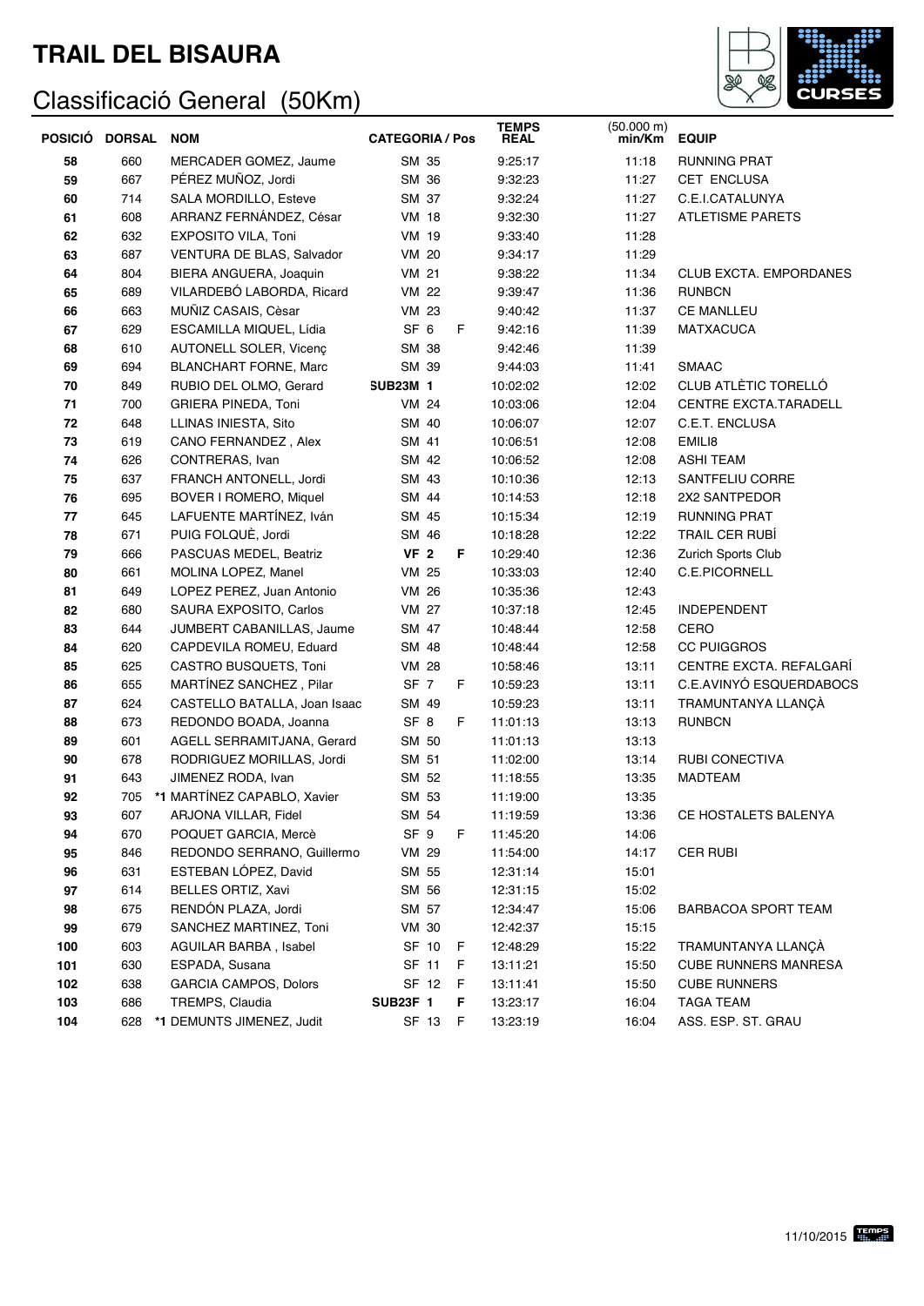# TRAIL DEL BISAURA

## Classificació General (50Km)

| POSICIÓ | DORSAL | NOM | CATEGORIA / Pos | | | TEMPS REAL | (50.000 m) min/Km | EQUIP |
|---|---|---|---|---|---|---|---|---|
| 58 | 660 | MERCADER GOMEZ, Jaume | SM | 35 | | 9:25:17 | 11:18 | RUNNING PRAT |
| 59 | 667 | PÉREZ MUÑOZ, Jordi | SM | 36 | | 9:32:23 | 11:27 | CET ENCLUSA |
| 60 | 714 | SALA MORDILLO, Esteve | SM | 37 | | 9:32:24 | 11:27 | C.E.I.CATALUNYA |
| 61 | 608 | ARRANZ FERNÁNDEZ, César | VM | 18 | | 9:32:30 | 11:27 | ATLETISME PARETS |
| 62 | 632 | EXPOSITO VILA, Toni | VM | 19 | | 9:33:40 | 11:28 | |
| 63 | 687 | VENTURA DE BLAS, Salvador | VM | 20 | | 9:34:17 | 11:29 | |
| 64 | 804 | BIERA ANGUERA, Joaquin | VM | 21 | | 9:38:22 | 11:34 | CLUB EXCTA. EMPORDANES |
| 65 | 689 | VILARDEBÓ LABORDA, Ricard | VM | 22 | | 9:39:47 | 11:36 | RUNBCN |
| 66 | 663 | MUÑIZ CASAIS, Cèsar | VM | 23 | | 9:40:42 | 11:37 | CE MANLLEU |
| 67 | 629 | ESCAMILLA MIQUEL, Lídia | SF | 6 | F | 9:42:16 | 11:39 | MATXACUCA |
| 68 | 610 | AUTONELL SOLER, Vicenç | SM | 38 | | 9:42:46 | 11:39 | |
| 69 | 694 | BLANCHART FORNE, Marc | SM | 39 | | 9:44:03 | 11:41 | SMAAC |
| 70 | 849 | RUBIO DEL OLMO, Gerard | **SUB23M** | **1** | | 10:02:02 | 12:02 | CLUB ATLÈTIC TORELLÓ |
| 71 | 700 | GRIERA PINEDA, Toni | VM | 24 | | 10:03:06 | 12:04 | CENTRE EXCTA.TARADELL |
| 72 | 648 | LLINAS INIESTA, Sito | SM | 40 | | 10:06:07 | 12:07 | C.E.T. ENCLUSA |
| 73 | 619 | CANO FERNANDEZ , Alex | SM | 41 | | 10:06:51 | 12:08 | EMILI8 |
| 74 | 626 | CONTRERAS, Ivan | SM | 42 | | 10:06:52 | 12:08 | ASHI TEAM |
| 75 | 637 | FRANCH ANTONELL, Jordi | SM | 43 | | 10:10:36 | 12:13 | SANTFELIU CORRE |
| 76 | 695 | BOVER I ROMERO, Miquel | SM | 44 | | 10:14:53 | 12:18 | 2X2 SANTPEDOR |
| 77 | 645 | LAFUENTE MARTÍNEZ, Iván | SM | 45 | | 10:15:34 | 12:19 | RUNNING PRAT |
| 78 | 671 | PUIG FOLQUÈ, Jordi | SM | 46 | | 10:18:28 | 12:22 | TRAIL CER RUBÍ |
| 79 | 666 | PASCUAS MEDEL, Beatriz | **VF** | **2** | **F** | 10:29:40 | 12:36 | Zurich Sports Club |
| 80 | 661 | MOLINA LOPEZ, Manel | VM | 25 | | 10:33:03 | 12:40 | C.E.PICORNELL |
| 81 | 649 | LOPEZ PEREZ, Juan Antonio | VM | 26 | | 10:35:36 | 12:43 | |
| 82 | 680 | SAURA EXPOSITO, Carlos | VM | 27 | | 10:37:18 | 12:45 | INDEPENDENT |
| 83 | 644 | JUMBERT CABANILLAS, Jaume | SM | 47 | | 10:48:44 | 12:58 | CERO |
| 84 | 620 | CAPDEVILA ROMEU, Eduard | SM | 48 | | 10:48:44 | 12:58 | CC PUIGGROS |
| 85 | 625 | CASTRO BUSQUETS, Toni | VM | 28 | | 10:58:46 | 13:11 | CENTRE EXCTA. REFALGARÍ |
| 86 | 655 | MARTÍNEZ SANCHEZ , Pilar | SF | 7 | F | 10:59:23 | 13:11 | C.E.AVINYÓ ESQUERDABOCS |
| 87 | 624 | CASTELLO BATALLA, Joan Isaac | SM | 49 | | 10:59:23 | 13:11 | TRAMUNTANYA LLANÇÀ |
| 88 | 673 | REDONDO BOADA, Joanna | SF | 8 | F | 11:01:13 | 13:13 | RUNBCN |
| 89 | 601 | AGELL SERRAMITJANA, Gerard | SM | 50 | | 11:01:13 | 13:13 | |
| 90 | 678 | RODRIGUEZ MORILLAS, Jordi | SM | 51 | | 11:02:00 | 13:14 | RUBI CONECTIVA |
| 91 | 643 | JIMENEZ RODA, Ivan | SM | 52 | | 11:18:55 | 13:35 | MADTEAM |
| 92 | 705 | *1 MARTÍNEZ CAPABLO, Xavier | SM | 53 | | 11:19:00 | 13:35 | |
| 93 | 607 | ARJONA VILLAR, Fidel | SM | 54 | | 11:19:59 | 13:36 | CE HOSTALETS BALENYA |
| 94 | 670 | POQUET GARCIA, Mercè | SF | 9 | F | 11:45:20 | 14:06 | |
| 95 | 846 | REDONDO SERRANO, Guillermo | VM | 29 | | 11:54:00 | 14:17 | CER RUBI |
| 96 | 631 | ESTEBAN LÓPEZ, David | SM | 55 | | 12:31:14 | 15:01 | |
| 97 | 614 | BELLES ORTIZ, Xavi | SM | 56 | | 12:31:15 | 15:02 | |
| 98 | 675 | RENDÓN PLAZA, Jordi | SM | 57 | | 12:34:47 | 15:06 | BARBACOA SPORT TEAM |
| 99 | 679 | SANCHEZ MARTINEZ, Toni | VM | 30 | | 12:42:37 | 15:15 | |
| 100 | 603 | AGUILAR BARBA , Isabel | SF | 10 | F | 12:48:29 | 15:22 | TRAMUNTANYA LLANÇÀ |
| 101 | 630 | ESPADA, Susana | SF | 11 | F | 13:11:21 | 15:50 | CUBE RUNNERS MANRESA |
| 102 | 638 | GARCIA CAMPOS, Dolors | SF | 12 | F | 13:11:41 | 15:50 | CUBE RUNNERS |
| 103 | 686 | TREMPS, Claudia | **SUB23F** | **1** | **F** | 13:23:17 | 16:04 | TAGA TEAM |
| 104 | 628 | *1 DEMUNTS JIMENEZ, Judit | SF | 13 | F | 13:23:19 | 16:04 | ASS. ESP. ST. GRAU |

11/10/2015